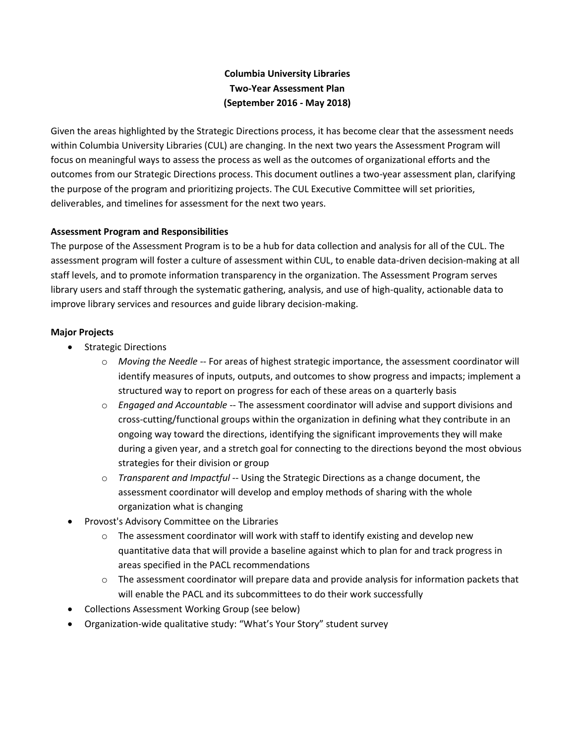# Columbia University Libraries
## Two-Year Assessment Plan
## (September 2016 - May 2018)

Given the areas highlighted by the Strategic Directions process, it has become clear that the assessment needs within Columbia University Libraries (CUL) are changing. In the next two years the Assessment Program will focus on meaningful ways to assess the process as well as the outcomes of organizational efforts and the outcomes from our Strategic Directions process. This document outlines a two-year assessment plan, clarifying the purpose of the program and prioritizing projects. The CUL Executive Committee will set priorities, deliverables, and timelines for assessment for the next two years.

**Assessment Program and Responsibilities**

The purpose of the Assessment Program is to be a hub for data collection and analysis for all of the CUL. The assessment program will foster a culture of assessment within CUL, to enable data-driven decision-making at all staff levels, and to promote information transparency in the organization. The Assessment Program serves library users and staff through the systematic gathering, analysis, and use of high-quality, actionable data to improve library services and resources and guide library decision-making.

**Major Projects**

- Strategic Directions
  - *Moving the Needle* -- For areas of highest strategic importance, the assessment coordinator will identify measures of inputs, outputs, and outcomes to show progress and impacts; implement a structured way to report on progress for each of these areas on a quarterly basis
  - *Engaged and Accountable* -- The assessment coordinator will advise and support divisions and cross-cutting/functional groups within the organization in defining what they contribute in an ongoing way toward the directions, identifying the significant improvements they will make during a given year, and a stretch goal for connecting to the directions beyond the most obvious strategies for their division or group
  - *Transparent and Impactful* -- Using the Strategic Directions as a change document, the assessment coordinator will develop and employ methods of sharing with the whole organization what is changing
- Provost's Advisory Committee on the Libraries
  - The assessment coordinator will work with staff to identify existing and develop new quantitative data that will provide a baseline against which to plan for and track progress in areas specified in the PACL recommendations
  - The assessment coordinator will prepare data and provide analysis for information packets that will enable the PACL and its subcommittees to do their work successfully
- Collections Assessment Working Group (see below)
- Organization-wide qualitative study: "What's Your Story" student survey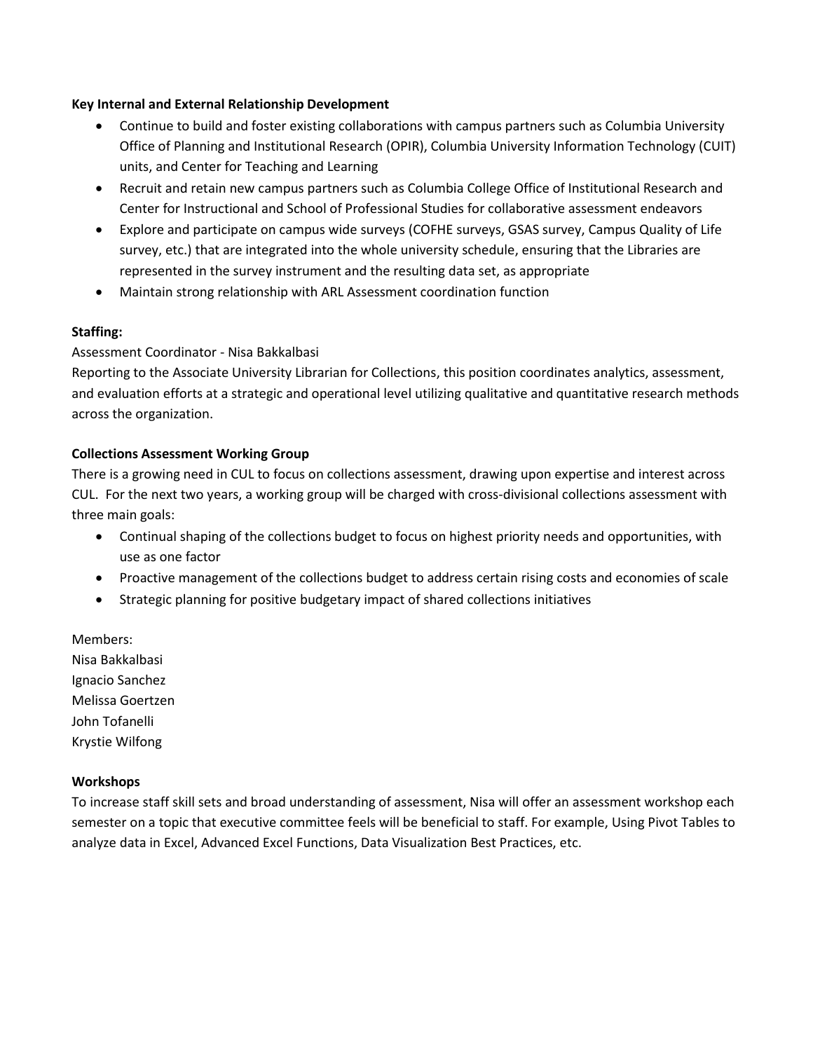**Key Internal and External Relationship Development**

- Continue to build and foster existing collaborations with campus partners such as Columbia University Office of Planning and Institutional Research (OPIR), Columbia University Information Technology (CUIT) units, and Center for Teaching and Learning
- Recruit and retain new campus partners such as Columbia College Office of Institutional Research and Center for Instructional and School of Professional Studies for collaborative assessment endeavors
- Explore and participate on campus wide surveys (COFHE surveys, GSAS survey, Campus Quality of Life survey, etc.) that are integrated into the whole university schedule, ensuring that the Libraries are represented in the survey instrument and the resulting data set, as appropriate
- Maintain strong relationship with ARL Assessment coordination function

**Staffing:**

Assessment Coordinator - Nisa Bakkalbasi

Reporting to the Associate University Librarian for Collections, this position coordinates analytics, assessment, and evaluation efforts at a strategic and operational level utilizing qualitative and quantitative research methods across the organization.

**Collections Assessment Working Group**

There is a growing need in CUL to focus on collections assessment, drawing upon expertise and interest across CUL. For the next two years, a working group will be charged with cross-divisional collections assessment with three main goals:

- Continual shaping of the collections budget to focus on highest priority needs and opportunities, with use as one factor
- Proactive management of the collections budget to address certain rising costs and economies of scale
- Strategic planning for positive budgetary impact of shared collections initiatives

Members:
Nisa Bakkalbasi
Ignacio Sanchez
Melissa Goertzen
John Tofanelli
Krystie Wilfong

**Workshops**

To increase staff skill sets and broad understanding of assessment, Nisa will offer an assessment workshop each semester on a topic that executive committee feels will be beneficial to staff. For example, Using Pivot Tables to analyze data in Excel, Advanced Excel Functions, Data Visualization Best Practices, etc.